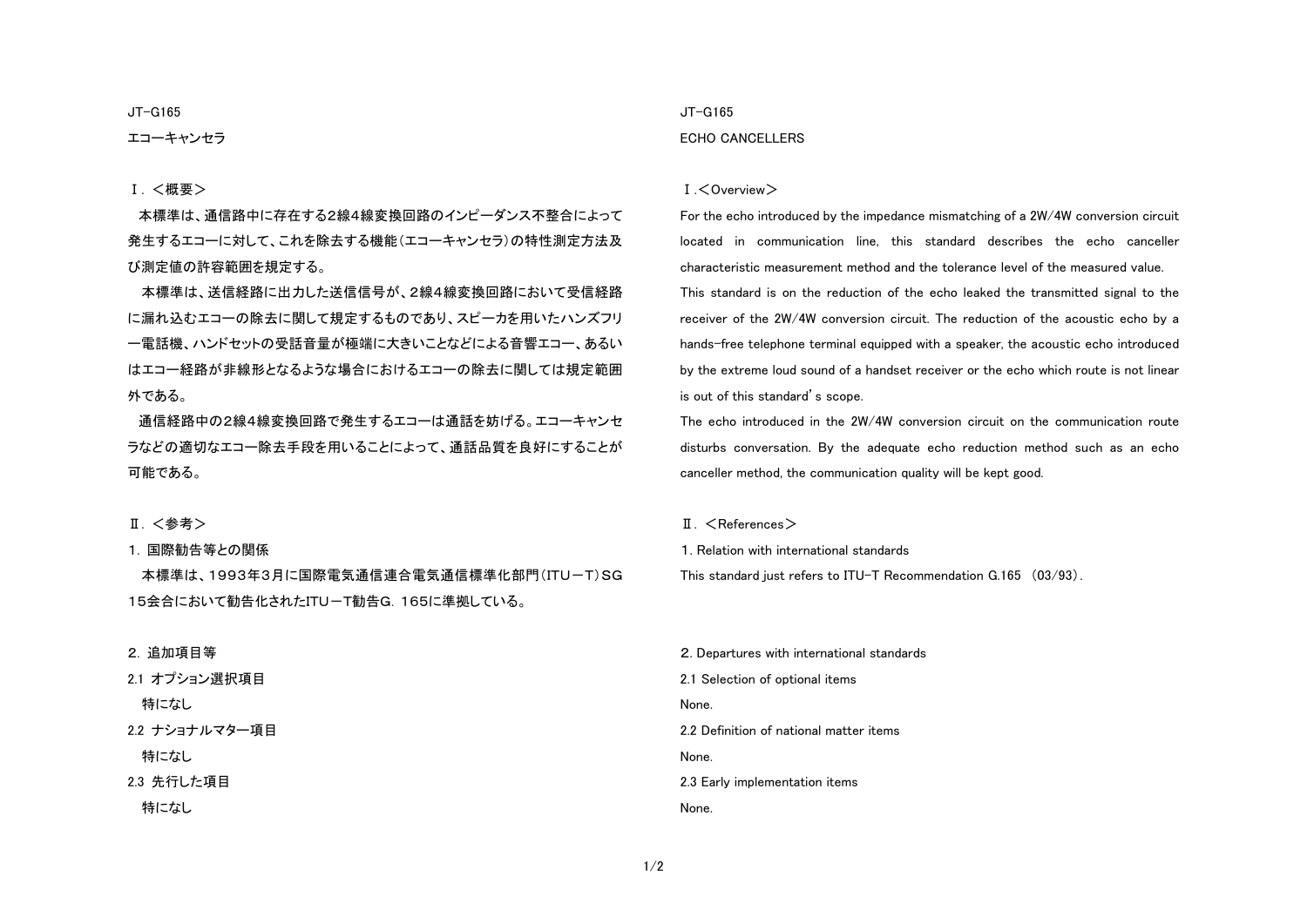JT-G165

# エコーキャンセラ

## Ⅰ．＜概要＞

本標準は、通信路中に存在する2線4線変換回路のインピーダンス不整合によって発生するエコーに対して、これを除去する機能（エコーキャンセラ）の特性測定方法及び測定値の許容範囲を規定する。

本標準は、送信経路に出力した送信信号が、2線4線変換回路において受信経路に漏れ込むエコーの除去に関して規定するものであり、スピーカを用いたハンズフリー電話機、ハンドセットの受話音量が極端に大きいことなどによる音響エコー、あるいはエコー経路が非線形となるような場合におけるエコーの除去に関しては規定範囲外である。

通信経路中の2線4線変換回路で発生するエコーは通話を妨げる。エコーキャンセラなどの適切なエコー除去手段を用いることによって、通話品質を良好にすることが可能である。

## Ⅱ．＜参考＞

1．国際勧告等との関係

本標準は、1993年3月に国際電気通信連合電気通信標準化部門（ITU－T）SG15会合において勧告化されたITU－T勧告G．165に準拠している。

2．追加項目等

2.1 オプション選択項目

特になし

2.2 ナショナルマター項目

特になし

2.3 先行した項目

特になし

JT-G165

# ECHO CANCELLERS

## Ⅰ.＜Overview＞

For the echo introduced by the impedance mismatching of a 2W/4W conversion circuit located in communication line, this standard describes the echo canceller characteristic measurement method and the tolerance level of the measured value.

This standard is on the reduction of the echo leaked the transmitted signal to the receiver of the 2W/4W conversion circuit. The reduction of the acoustic echo by a hands-free telephone terminal equipped with a speaker, the acoustic echo introduced by the extreme loud sound of a handset receiver or the echo which route is not linear is out of this standard's scope.

The echo introduced in the 2W/4W conversion circuit on the communication route disturbs conversation. By the adequate echo reduction method such as an echo canceller method, the communication quality will be kept good.

## Ⅱ. ＜References＞

1. Relation with international standards

This standard just refers to ITU-T Recommendation G.165 (03/93).

2. Departures with international standards

2.1 Selection of optional items

None.

2.2 Definition of national matter items

None.

2.3 Early implementation items

None.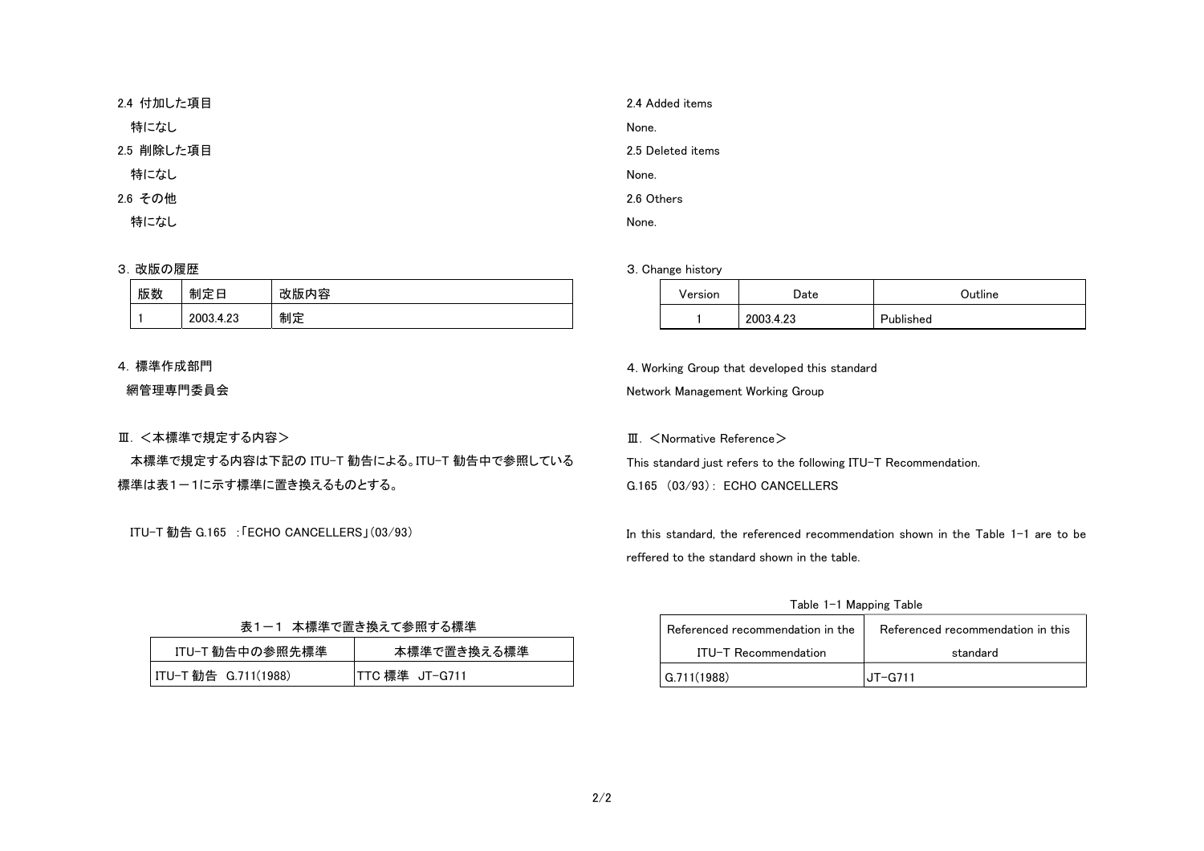2.4 付加した項目

特になし

2.5 削除した項目

特になし

2.6 その他

特になし

3. 改版の履歴

| 版数 | 制定日 | 改版内容 |
| --- | --- | --- |
| 1 | 2003.4.23 | 制定 |

4. 標準作成部門

網管理専門委員会

Ⅲ. <本標準で規定する内容>

本標準で規定する内容は下記の ITU-T 勧告による。ITU-T 勧告中で参照している標準は表1－1に示す標準に置き換えるものとする。

ITU-T 勧告 G.165 :「ECHO CANCELLERS」(03/93)

表1－1 本標準で置き換えて参照する標準

| ITU-T 勧告中の参照先標準 | 本標準で置き換える標準 |
| --- | --- |
| ITU-T 勧告 G.711(1988) | TTC 標準 JT-G711 |

2.4 Added items

None.

2.5 Deleted items

None.

2.6 Others

None.

3. Change history

| Version | Date | Outline |
| --- | --- | --- |
| 1 | 2003.4.23 | Published |

4. Working Group that developed this standard

Network Management Working Group

Ⅲ. <Normative Reference>

This standard just refers to the following ITU-T Recommendation.

G.165 (03/93): ECHO CANCELLERS

In this standard, the referenced recommendation shown in the Table 1-1 are to be reffered to the standard shown in the table.

Table 1-1 Mapping Table

| Referenced recommendation in the ITU-T Recommendation | Referenced recommendation in this standard |
| --- | --- |
| G.711(1988) | JT-G711 |